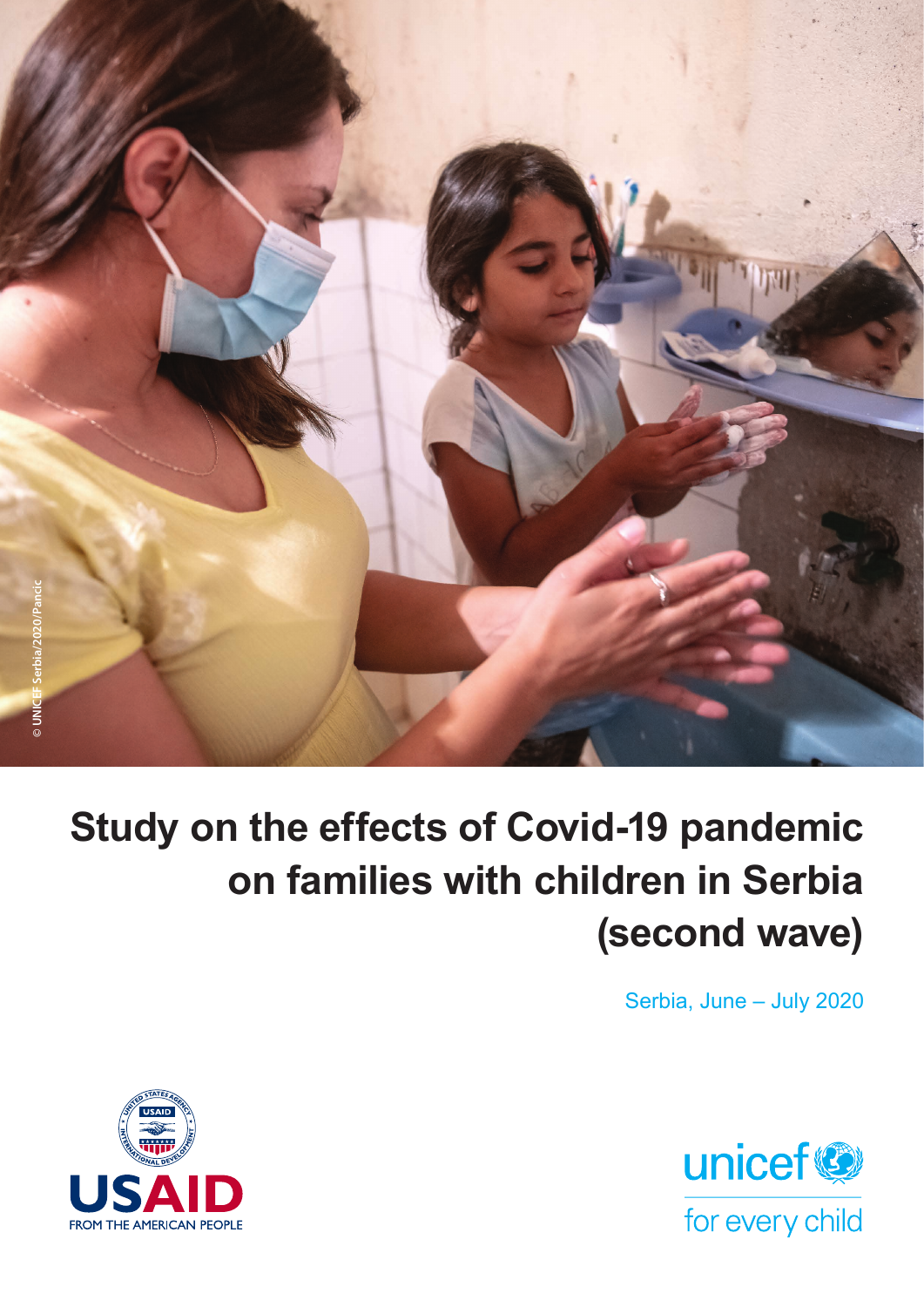© UNICEF Serbia/2020/Pancic

# Study on the effects of Covid-19 pandemic on families with children in Serbia (second wave)

Serbia, June – July 2020

USAID
FROM THE AMERICAN PEOPLE

unicef
for every child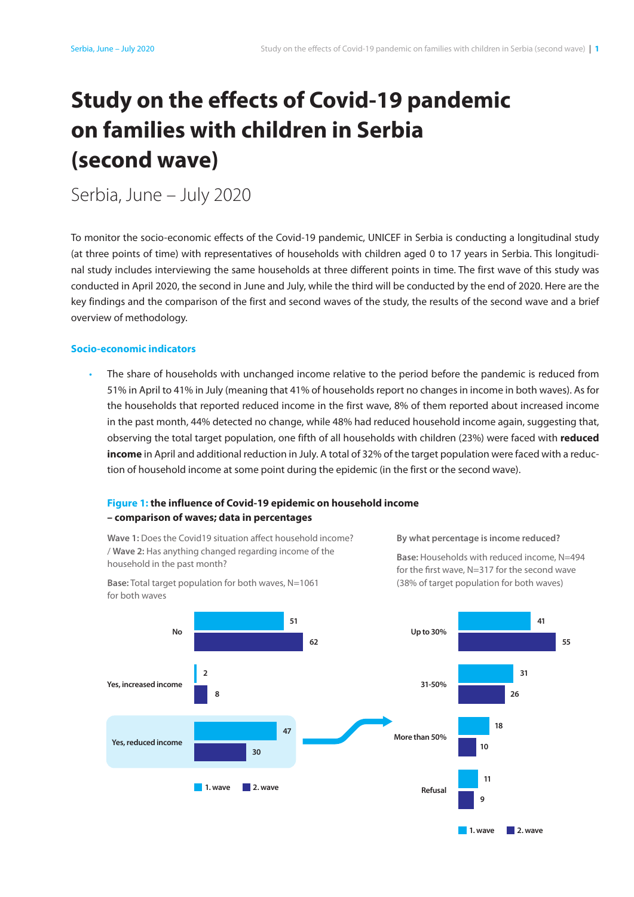# Study on the effects of Covid-19 pandemic on families with children in Serbia (second wave)

Serbia, June – July 2020

To monitor the socio-economic effects of the Covid-19 pandemic, UNICEF in Serbia is conducting a longitudinal study (at three points of time) with representatives of households with children aged 0 to 17 years in Serbia. This longitudinal study includes interviewing the same households at three different points in time. The first wave of this study was conducted in April 2020, the second in June and July, while the third will be conducted by the end of 2020. Here are the key findings and the comparison of the first and second waves of the study, the results of the second wave and a brief overview of methodology.

### Socio-economic indicators

- The share of households with unchanged income relative to the period before the pandemic is reduced from 51% in April to 41% in July (meaning that 41% of households report no changes in income in both waves). As for the households that reported reduced income in the first wave, 8% of them reported about increased income in the past month, 44% detected no change, while 48% had reduced household income again, suggesting that, observing the total target population, one fifth of all households with children (23%) were faced with **reduced income** in April and additional reduction in July. A total of 32% of the target population were faced with a reduction of household income at some point during the epidemic (in the first or the second wave).

**Figure 1: the influence of Covid-19 epidemic on household income – comparison of waves; data in percentages**

**Wave 1:** Does the Covid19 situation affect household income? / **Wave 2:** Has anything changed regarding income of the household in the past month?

**Base:** Total target population for both waves, N=1061 for both waves

| | 1. wave | 2. wave |
|---|---|---|
| No | 51 | 62 |
| Yes, increased income | 2 | 8 |
| Yes, reduced income | 47 | 30 |

**By what percentage is income reduced?**

**Base:** Households with reduced income, N=494 for the first wave, N=317 for the second wave (38% of target population for both waves)

| | 1. wave | 2. wave |
|---|---|---|
| Up to 30% | 41 | 55 |
| 31-50% | 31 | 26 |
| More than 50% | 18 | 10 |
| Refusal | 11 | 9 |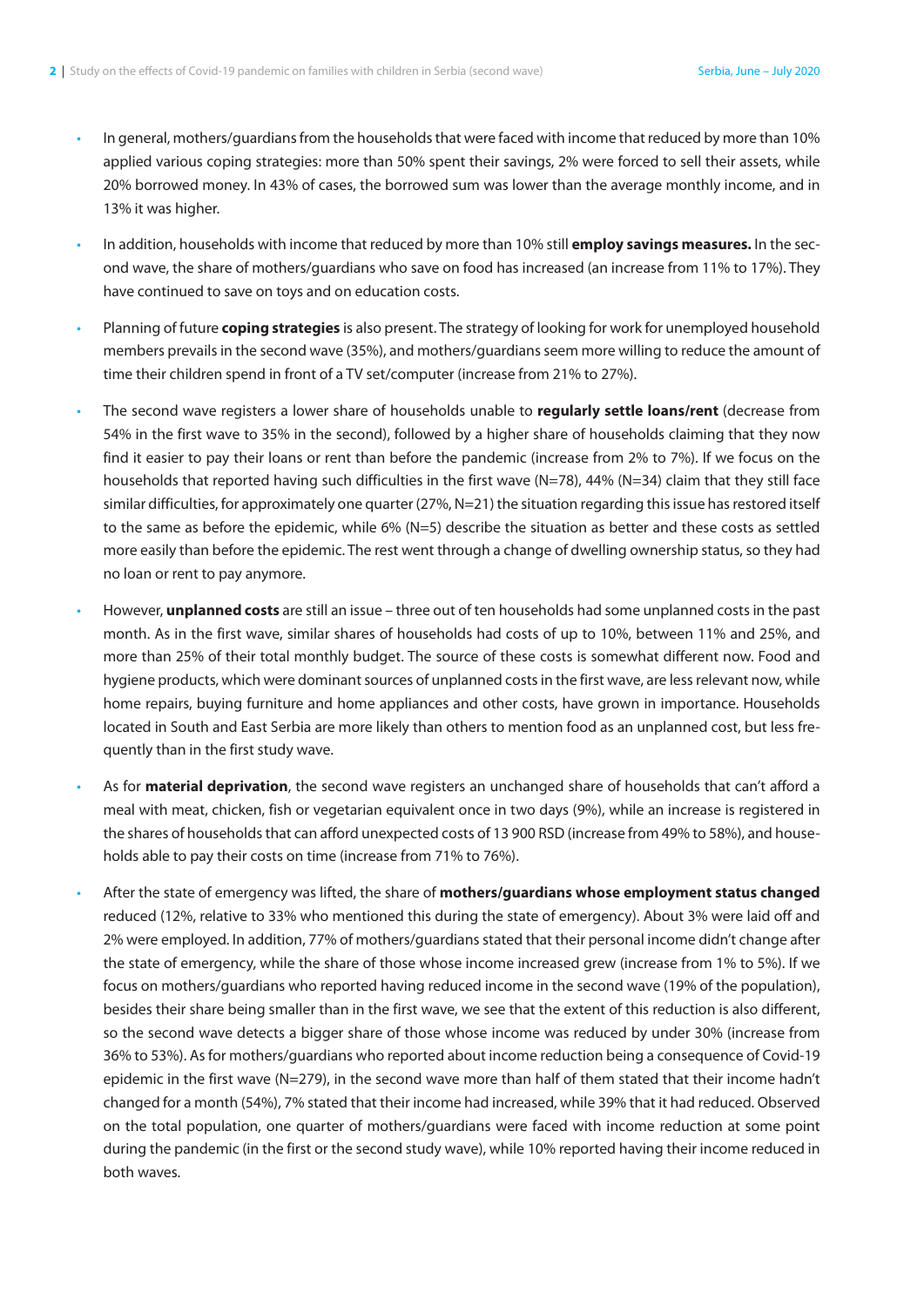- In general, mothers/guardians from the households that were faced with income that reduced by more than 10% applied various coping strategies: more than 50% spent their savings, 2% were forced to sell their assets, while 20% borrowed money. In 43% of cases, the borrowed sum was lower than the average monthly income, and in 13% it was higher.
- In addition, households with income that reduced by more than 10% still **employ savings measures.** In the second wave, the share of mothers/guardians who save on food has increased (an increase from 11% to 17%). They have continued to save on toys and on education costs.
- Planning of future **coping strategies** is also present. The strategy of looking for work for unemployed household members prevails in the second wave (35%), and mothers/guardians seem more willing to reduce the amount of time their children spend in front of a TV set/computer (increase from 21% to 27%).
- The second wave registers a lower share of households unable to **regularly settle loans/rent** (decrease from 54% in the first wave to 35% in the second), followed by a higher share of households claiming that they now find it easier to pay their loans or rent than before the pandemic (increase from 2% to 7%). If we focus on the households that reported having such difficulties in the first wave (N=78), 44% (N=34) claim that they still face similar difficulties, for approximately one quarter (27%, N=21) the situation regarding this issue has restored itself to the same as before the epidemic, while 6% (N=5) describe the situation as better and these costs as settled more easily than before the epidemic. The rest went through a change of dwelling ownership status, so they had no loan or rent to pay anymore.
- However, **unplanned costs** are still an issue – three out of ten households had some unplanned costs in the past month. As in the first wave, similar shares of households had costs of up to 10%, between 11% and 25%, and more than 25% of their total monthly budget. The source of these costs is somewhat different now. Food and hygiene products, which were dominant sources of unplanned costs in the first wave, are less relevant now, while home repairs, buying furniture and home appliances and other costs, have grown in importance. Households located in South and East Serbia are more likely than others to mention food as an unplanned cost, but less frequently than in the first study wave.
- As for **material deprivation**, the second wave registers an unchanged share of households that can't afford a meal with meat, chicken, fish or vegetarian equivalent once in two days (9%), while an increase is registered in the shares of households that can afford unexpected costs of 13 900 RSD (increase from 49% to 58%), and households able to pay their costs on time (increase from 71% to 76%).
- After the state of emergency was lifted, the share of **mothers/guardians whose employment status changed** reduced (12%, relative to 33% who mentioned this during the state of emergency). About 3% were laid off and 2% were employed. In addition, 77% of mothers/guardians stated that their personal income didn't change after the state of emergency, while the share of those whose income increased grew (increase from 1% to 5%). If we focus on mothers/guardians who reported having reduced income in the second wave (19% of the population), besides their share being smaller than in the first wave, we see that the extent of this reduction is also different, so the second wave detects a bigger share of those whose income was reduced by under 30% (increase from 36% to 53%). As for mothers/guardians who reported about income reduction being a consequence of Covid-19 epidemic in the first wave (N=279), in the second wave more than half of them stated that their income hadn't changed for a month (54%), 7% stated that their income had increased, while 39% that it had reduced. Observed on the total population, one quarter of mothers/guardians were faced with income reduction at some point during the pandemic (in the first or the second study wave), while 10% reported having their income reduced in both waves.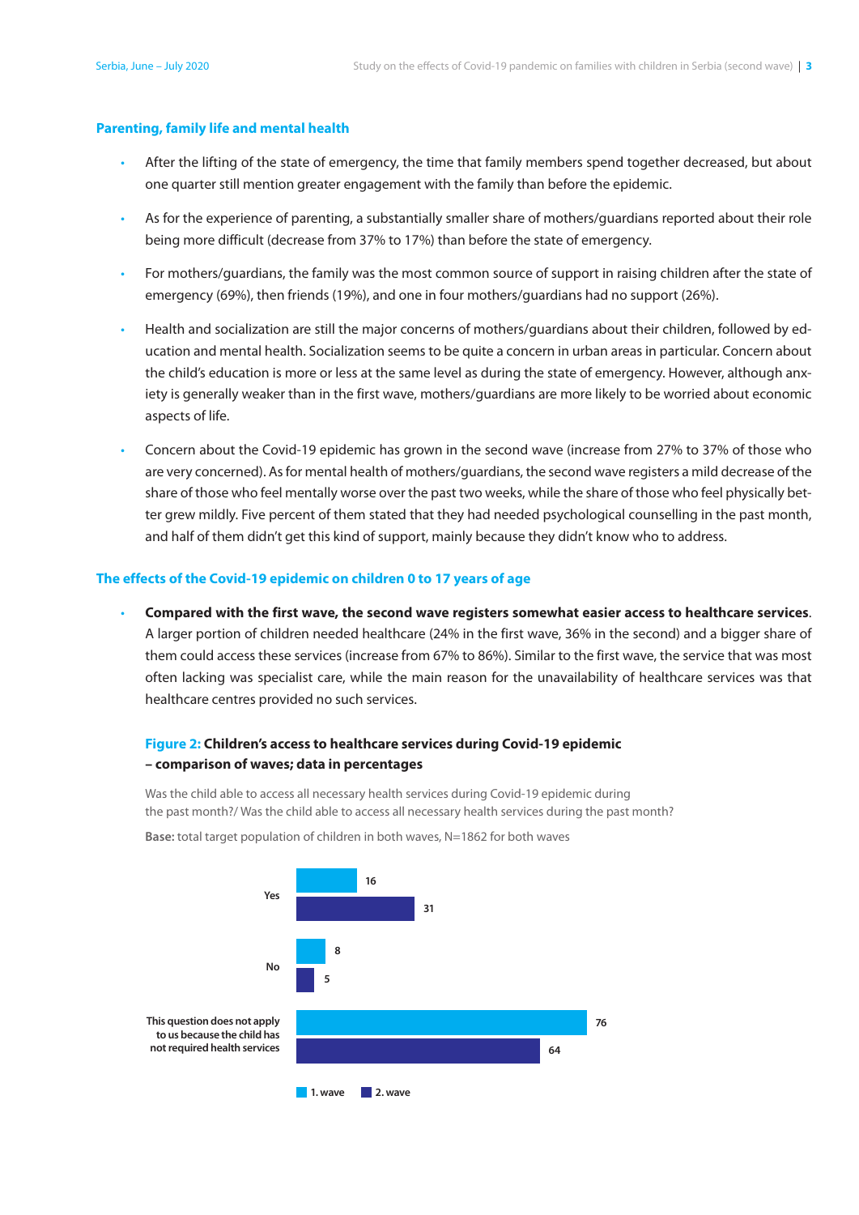## Parenting, family life and mental health

- After the lifting of the state of emergency, the time that family members spend together decreased, but about one quarter still mention greater engagement with the family than before the epidemic.
- As for the experience of parenting, a substantially smaller share of mothers/guardians reported about their role being more difficult (decrease from 37% to 17%) than before the state of emergency.
- For mothers/guardians, the family was the most common source of support in raising children after the state of emergency (69%), then friends (19%), and one in four mothers/guardians had no support (26%).
- Health and socialization are still the major concerns of mothers/guardians about their children, followed by education and mental health. Socialization seems to be quite a concern in urban areas in particular. Concern about the child's education is more or less at the same level as during the state of emergency. However, although anxiety is generally weaker than in the first wave, mothers/guardians are more likely to be worried about economic aspects of life.
- Concern about the Covid-19 epidemic has grown in the second wave (increase from 27% to 37% of those who are very concerned). As for mental health of mothers/guardians, the second wave registers a mild decrease of the share of those who feel mentally worse over the past two weeks, while the share of those who feel physically better grew mildly. Five percent of them stated that they had needed psychological counselling in the past month, and half of them didn't get this kind of support, mainly because they didn't know who to address.

## The effects of the Covid-19 epidemic on children 0 to 17 years of age

- **Compared with the first wave, the second wave registers somewhat easier access to healthcare services**. A larger portion of children needed healthcare (24% in the first wave, 36% in the second) and a bigger share of them could access these services (increase from 67% to 86%). Similar to the first wave, the service that was most often lacking was specialist care, while the main reason for the unavailability of healthcare services was that healthcare centres provided no such services.

**Figure 2: Children's access to healthcare services during Covid-19 epidemic – comparison of waves; data in percentages**

Was the child able to access all necessary health services during Covid-19 epidemic during the past month?/ Was the child able to access all necessary health services during the past month?

**Base:** total target population of children in both waves, N=1862 for both waves

| | 1. wave | 2. wave |
|---|---|---|
| Yes | 16 | 31 |
| No | 8 | 5 |
| This question does not apply to us because the child has not required health services | 76 | 64 |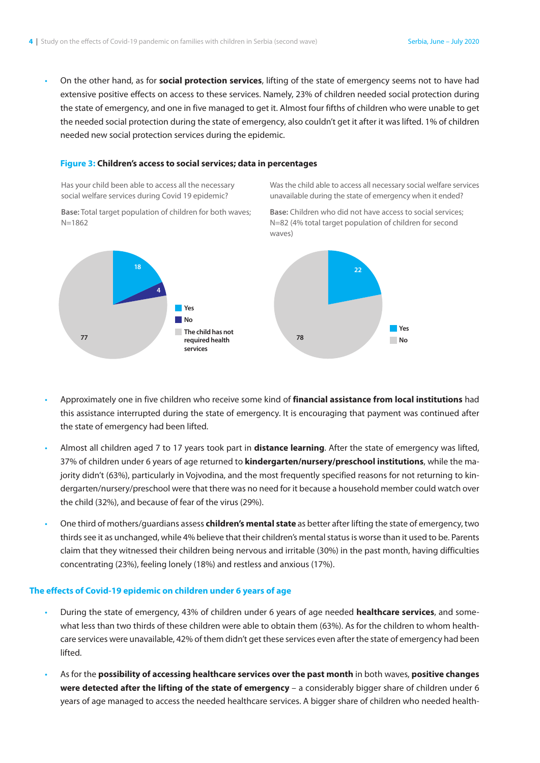- On the other hand, as for **social protection services**, lifting of the state of emergency seems not to have had extensive positive effects on access to these services. Namely, 23% of children needed social protection during the state of emergency, and one in five managed to get it. Almost four fifths of children who were unable to get the needed social protection during the state of emergency, also couldn't get it after it was lifted. 1% of children needed new social protection services during the epidemic.

**Figure 3: Children's access to social services; data in percentages**

Has your child been able to access all the necessary social welfare services during Covid 19 epidemic?

**Base:** Total target population of children for both waves; N=1862

- Yes: 18
- No: 4
- The child has not required health services: 77

Was the child able to access all necessary social welfare services unavailable during the state of emergency when it ended?

**Base:** Children who did not have access to social services; N=82 (4% total target population of children for second waves)

- Yes: 22
- No: 78

- Approximately one in five children who receive some kind of **financial assistance from local institutions** had this assistance interrupted during the state of emergency. It is encouraging that payment was continued after the state of emergency had been lifted.

- Almost all children aged 7 to 17 years took part in **distance learning**. After the state of emergency was lifted, 37% of children under 6 years of age returned to **kindergarten/nursery/preschool institutions**, while the majority didn't (63%), particularly in Vojvodina, and the most frequently specified reasons for not returning to kindergarten/nursery/preschool were that there was no need for it because a household member could watch over the child (32%), and because of fear of the virus (29%).

- One third of mothers/guardians assess **children's mental state** as better after lifting the state of emergency, two thirds see it as unchanged, while 4% believe that their children's mental status is worse than it used to be. Parents claim that they witnessed their children being nervous and irritable (30%) in the past month, having difficulties concentrating (23%), feeling lonely (18%) and restless and anxious (17%).

## The effects of Covid-19 epidemic on children under 6 years of age

- During the state of emergency, 43% of children under 6 years of age needed **healthcare services**, and somewhat less than two thirds of these children were able to obtain them (63%). As for the children to whom healthcare services were unavailable, 42% of them didn't get these services even after the state of emergency had been lifted.

- As for the **possibility of accessing healthcare services over the past month** in both waves, **positive changes were detected after the lifting of the state of emergency** – a considerably bigger share of children under 6 years of age managed to access the needed healthcare services. A bigger share of children who needed health-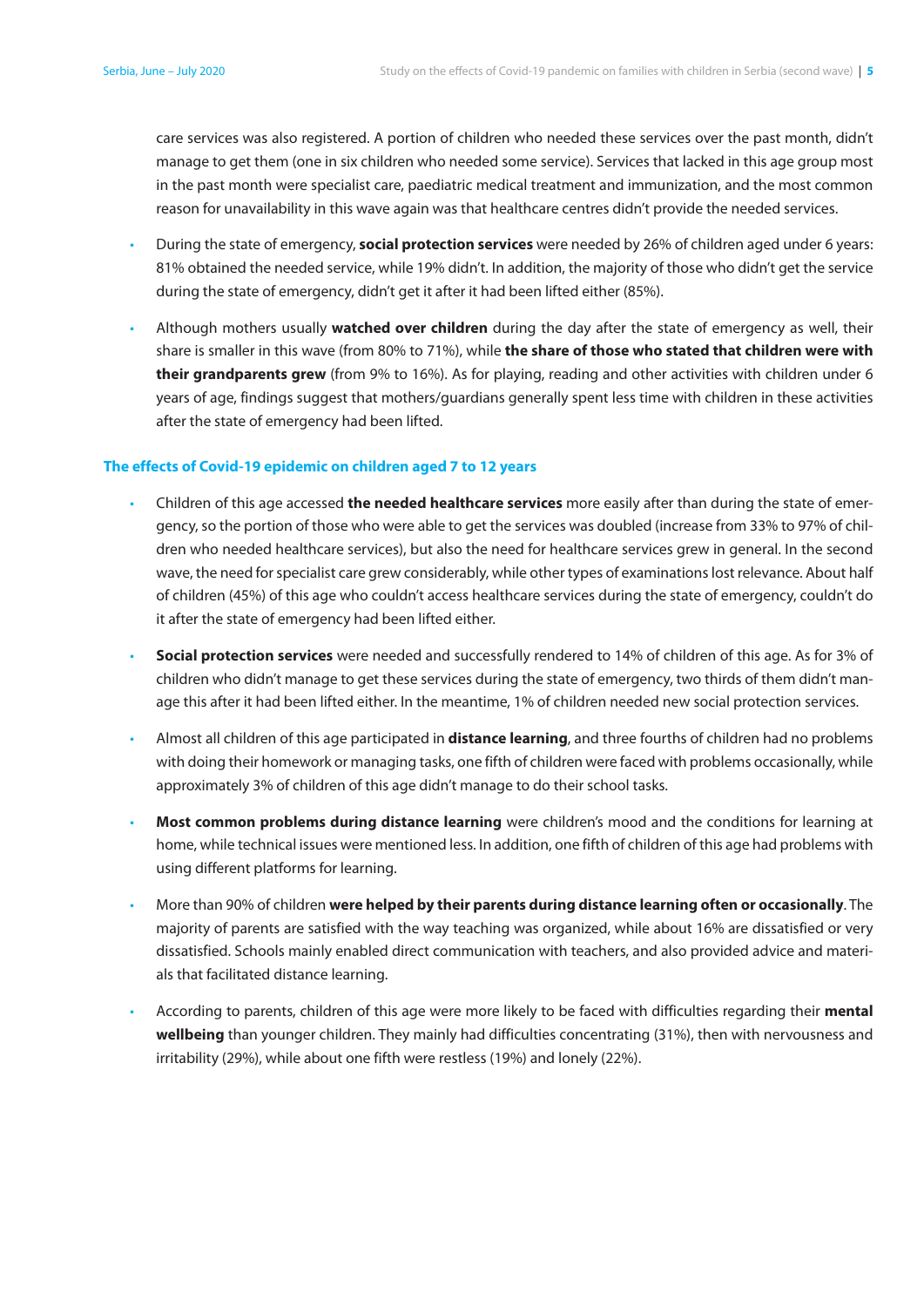care services was also registered. A portion of children who needed these services over the past month, didn't manage to get them (one in six children who needed some service). Services that lacked in this age group most in the past month were specialist care, paediatric medical treatment and immunization, and the most common reason for unavailability in this wave again was that healthcare centres didn't provide the needed services.

- During the state of emergency, **social protection services** were needed by 26% of children aged under 6 years: 81% obtained the needed service, while 19% didn't. In addition, the majority of those who didn't get the service during the state of emergency, didn't get it after it had been lifted either (85%).
- Although mothers usually **watched over children** during the day after the state of emergency as well, their share is smaller in this wave (from 80% to 71%), while **the share of those who stated that children were with their grandparents grew** (from 9% to 16%). As for playing, reading and other activities with children under 6 years of age, findings suggest that mothers/guardians generally spent less time with children in these activities after the state of emergency had been lifted.

### The effects of Covid-19 epidemic on children aged 7 to 12 years

- Children of this age accessed **the needed healthcare services** more easily after than during the state of emergency, so the portion of those who were able to get the services was doubled (increase from 33% to 97% of children who needed healthcare services), but also the need for healthcare services grew in general. In the second wave, the need for specialist care grew considerably, while other types of examinations lost relevance. About half of children (45%) of this age who couldn't access healthcare services during the state of emergency, couldn't do it after the state of emergency had been lifted either.
- **Social protection services** were needed and successfully rendered to 14% of children of this age. As for 3% of children who didn't manage to get these services during the state of emergency, two thirds of them didn't manage this after it had been lifted either. In the meantime, 1% of children needed new social protection services.
- Almost all children of this age participated in **distance learning**, and three fourths of children had no problems with doing their homework or managing tasks, one fifth of children were faced with problems occasionally, while approximately 3% of children of this age didn't manage to do their school tasks.
- **Most common problems during distance learning** were children's mood and the conditions for learning at home, while technical issues were mentioned less. In addition, one fifth of children of this age had problems with using different platforms for learning.
- More than 90% of children **were helped by their parents during distance learning often or occasionally**. The majority of parents are satisfied with the way teaching was organized, while about 16% are dissatisfied or very dissatisfied. Schools mainly enabled direct communication with teachers, and also provided advice and materials that facilitated distance learning.
- According to parents, children of this age were more likely to be faced with difficulties regarding their **mental wellbeing** than younger children. They mainly had difficulties concentrating (31%), then with nervousness and irritability (29%), while about one fifth were restless (19%) and lonely (22%).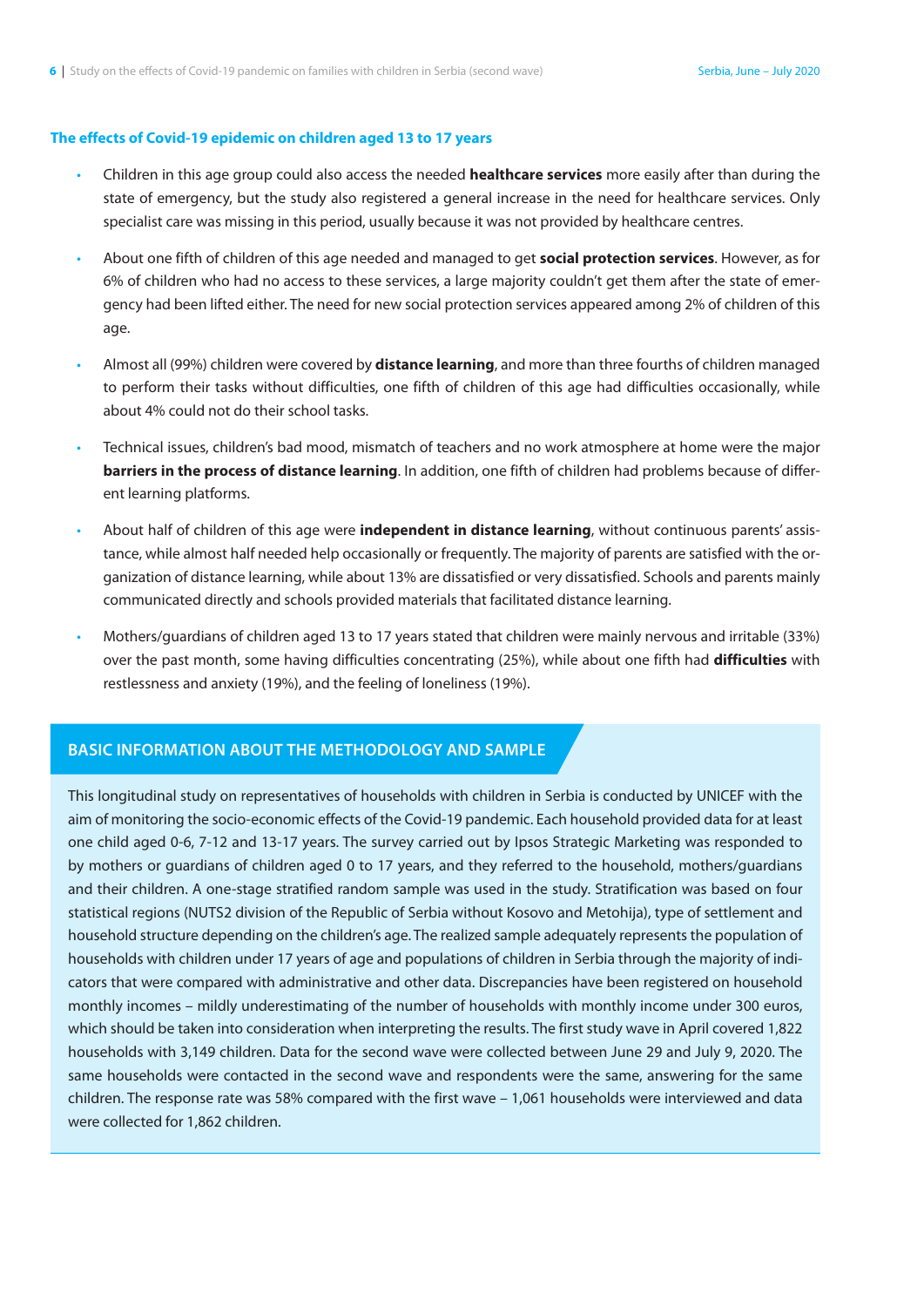### The effects of Covid-19 epidemic on children aged 13 to 17 years

- Children in this age group could also access the needed **healthcare services** more easily after than during the state of emergency, but the study also registered a general increase in the need for healthcare services. Only specialist care was missing in this period, usually because it was not provided by healthcare centres.
- About one fifth of children of this age needed and managed to get **social protection services**. However, as for 6% of children who had no access to these services, a large majority couldn't get them after the state of emergency had been lifted either. The need for new social protection services appeared among 2% of children of this age.
- Almost all (99%) children were covered by **distance learning**, and more than three fourths of children managed to perform their tasks without difficulties, one fifth of children of this age had difficulties occasionally, while about 4% could not do their school tasks.
- Technical issues, children's bad mood, mismatch of teachers and no work atmosphere at home were the major **barriers in the process of distance learning**. In addition, one fifth of children had problems because of different learning platforms.
- About half of children of this age were **independent in distance learning**, without continuous parents' assistance, while almost half needed help occasionally or frequently. The majority of parents are satisfied with the organization of distance learning, while about 13% are dissatisfied or very dissatisfied. Schools and parents mainly communicated directly and schools provided materials that facilitated distance learning.
- Mothers/guardians of children aged 13 to 17 years stated that children were mainly nervous and irritable (33%) over the past month, some having difficulties concentrating (25%), while about one fifth had **difficulties** with restlessness and anxiety (19%), and the feeling of loneliness (19%).

## BASIC INFORMATION ABOUT THE METHODOLOGY AND SAMPLE

This longitudinal study on representatives of households with children in Serbia is conducted by UNICEF with the aim of monitoring the socio-economic effects of the Covid-19 pandemic. Each household provided data for at least one child aged 0-6, 7-12 and 13-17 years. The survey carried out by Ipsos Strategic Marketing was responded to by mothers or guardians of children aged 0 to 17 years, and they referred to the household, mothers/guardians and their children. A one-stage stratified random sample was used in the study. Stratification was based on four statistical regions (NUTS2 division of the Republic of Serbia without Kosovo and Metohija), type of settlement and household structure depending on the children's age. The realized sample adequately represents the population of households with children under 17 years of age and populations of children in Serbia through the majority of indicators that were compared with administrative and other data. Discrepancies have been registered on household monthly incomes – mildly underestimating of the number of households with monthly income under 300 euros, which should be taken into consideration when interpreting the results. The first study wave in April covered 1,822 households with 3,149 children. Data for the second wave were collected between June 29 and July 9, 2020. The same households were contacted in the second wave and respondents were the same, answering for the same children. The response rate was 58% compared with the first wave – 1,061 households were interviewed and data were collected for 1,862 children.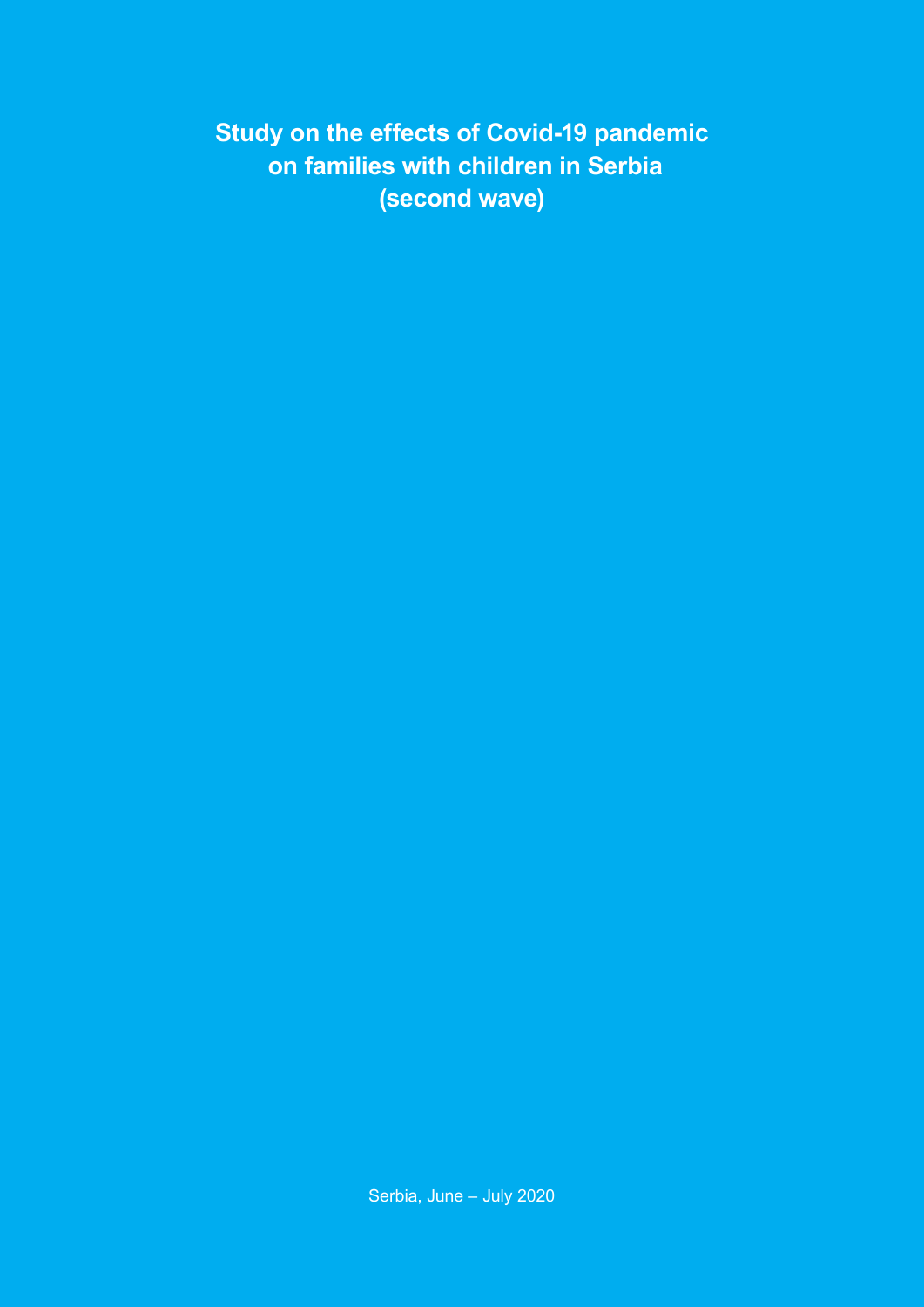# Study on the effects of Covid-19 pandemic on families with children in Serbia (second wave)

Serbia, June – July 2020